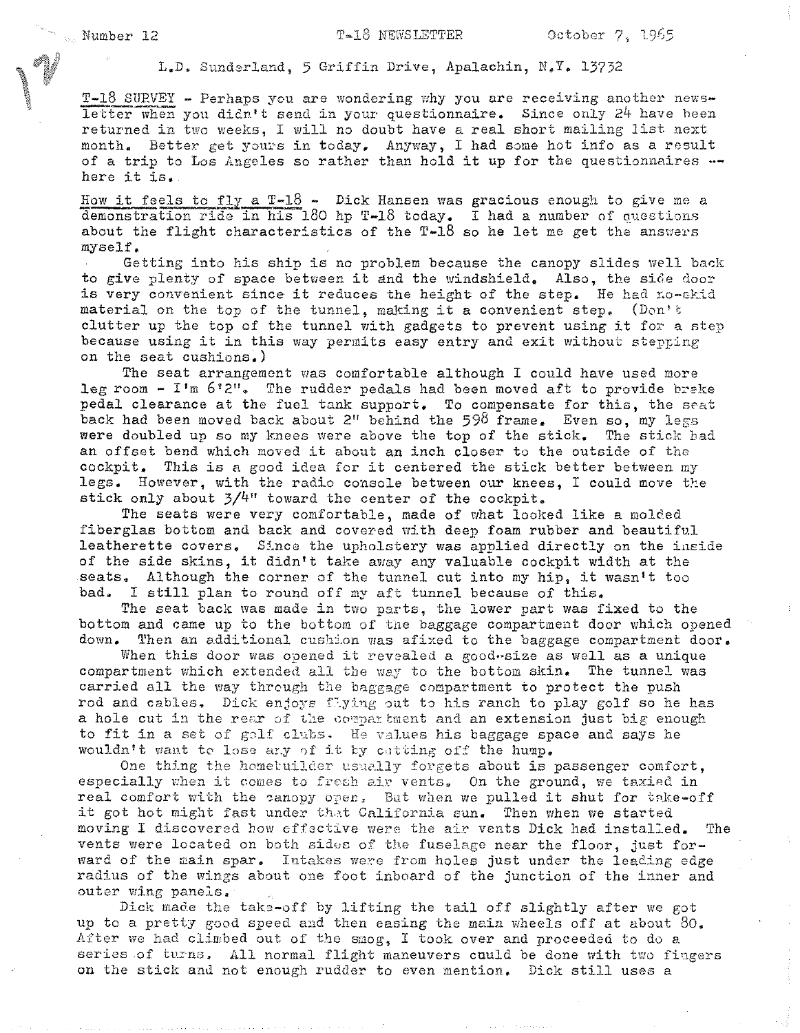Number 12 T-18 NEWSLETTER October 7, 1965

L.D. Sunderland, 5 Griffin Drive, Apalachin, N.Y. 13732

T-18 SURVEY - Perhaps you are wondering why you are receiving another newsletter when you didn't send in your questionnaire. Since only 24 have been returned in two weeks, I will no doubt have a real short mailing list next month. Better get yours in today. Anyway, I had some hot info as a result of a trip to Los Angeles so rather than hold it up for the questionnaires -- here it is.

How it feels to fly a T-18 - Dick Hansen was gracious enough to give me a demonstration ride in his 180 hp T-18 today. I had a number of questions about the flight characteristics of the T-18 so he let me get the answers myself.

Getting into his ship is no problem because the canopy slides well back to give plenty of space between it and the windshield. Also, the side door is very convenient since it reduces the height of the step. He had no-skid material on the top of the tunnel, making it a convenient step. (Don't clutter up the top of the tunnel with gadgets to prevent using it for a step because using it in this way permits easy entry and exit without stepping on the seat cushions.)

The seat arrangement was comfortable although I could have used more leg room - I'm 6'2". The rudder pedals had been moved aft to provide brake pedal clearance at the fuel tank support. To compensate for this, the seat back had been moved back about 2" behind the 598 frame. Even so, my legs were doubled up so my knees were above the top of the stick. The stick had an offset bend which moved it about an inch closer to the outside of the cockpit. This is a good idea for it centered the stick better between my legs. However, with the radio console between our knees, I could move the stick only about 3/4" toward the center of the cockpit.

The seats were very comfortable, made of what looked like a molded fiberglas bottom and back and covered with deep foam rubber and beautiful leatherette covers. Since the upholstery was applied directly on the inside of the side skins, it didn't take away any valuable cockpit width at the seats. Although the corner of the tunnel cut into my hip, it wasn't too bad. I still plan to round off my aft tunnel because of this.

The seat back was made in two parts, the lower part was fixed to the bottom and came up to the bottom of the baggage compartment door which opened down. Then an additional cushion was afixed to the baggage compartment door.

When this door was opened it revealed a good-size as well as a unique compartment which extended all the way to the bottom skin. The tunnel was carried all the way through the baggage compartment to protect the push rod and cables. Dick enjoys flying out to his ranch to play golf so he has a hole cut in the rear of the compartment and an extension just big enough to fit in a set of golf clubs. He values his baggage space and says he wouldn't want to lose any of it by cutting off the hump.

One thing the homebuilder usually forgets about is passenger comfort, especially when it comes to fresh air vents. On the ground, we taxied in real comfort with the canopy open. But when we pulled it shut for take-off it got hot might fast under that California sun. Then when we started moving I discovered how effective were the air vents Dick had installed. The vents were located on both sides of the fuselage near the floor, just forward of the main spar. Intakes were from holes just under the leading edge radius of the wings about one foot inboard of the junction of the inner and outer wing panels.

Dick made the take-off by lifting the tail off slightly after we got up to a pretty good speed and then easing the main wheels off at about 80. After we had climbed out of the smog, I took over and proceeded to do a series of turns. All normal flight maneuvers could be done with two fingers on the stick and not enough rudder to even mention. Dick still uses a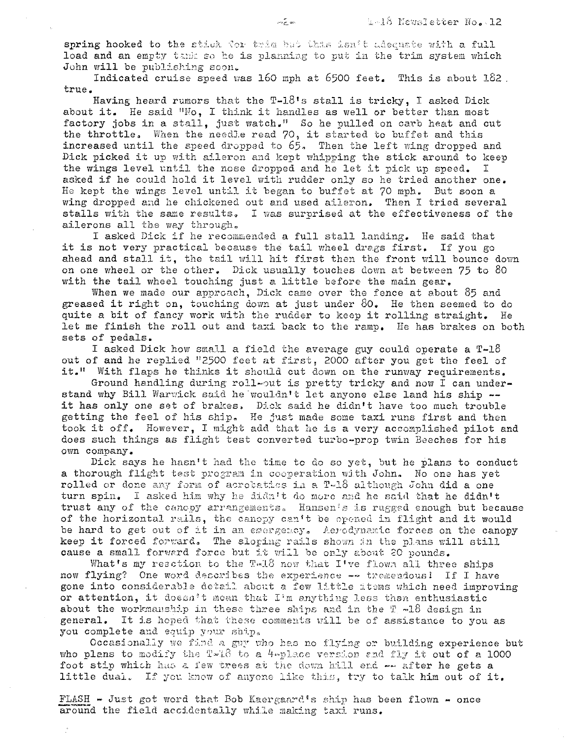spring hooked to the stick for trim but this isn't adequate with a full load and an empty tank so he is planning to put in the trim system which John will be publishing soon.

Indicated cruise speed was 160 mph at 6500 feet. This is about 182 true.

Having heard rumors that the T-18's stall is tricky, I asked Dick about it. He said "No, I think it handles as well or better than most factory jobs in a stall, just watch." So he pulled on carb heat and cut the throttle. When the needle read 70, it started to buffet and this increased until the speed dropped to 65. Then the left wing dropped and Dick picked it up with aileron and kept whipping the stick around to keep the wings level until the nose dropped and he let it pick up speed. I asked if he could hold it level with rudder only so he tried another one. He kept the wings level until it began to buffet at 70 mph. But soon a wing dropped and he chickened out and used aileron. Then I tried several stalls with the same results. I was surprised at the effectiveness of the ailerons all the way through.

I asked Dick if he recommended a full stall landing. He said that it is not very practical because the tail wheel drags first. If you go ahead and stall it, the tail will hit first then the front will bounce down on one wheel or the other. Dick usually touches down at between 75 to 80 with the tail wheel touching just a little before the main gear.

When we made our approach, Dick came over the fence at about 85 and greased it right on, touching down at just under 80. He then seemed to do quite a bit of fancy work with the rudder to keep it rolling straight. He let me finish the roll out and taxi back to the ramp. He has brakes on both sets of pedals.

I asked Dick how small a field the average guy could operate a T-18 out of and he replied "2500 feet at first, 2000 after you get the feel of it." With flaps he thinks it should cut down on the runway requirements.

Ground handling during roll-out is pretty tricky and now I can understand why Bill Warwick said he wouldn't let anyone else land his ship -- it has only one set of brakes. Dick said he didn't have too much trouble getting the feel of his ship. He just made some taxi runs first and then took it off. However, I might add that he is a very accomplished pilot and does such things as flight test converted turbo-prop twin Beeches for his own company.

Dick says he hasn't had the time to do so yet, but he plans to conduct a thorough flight test program in cooperation with John. No one has yet rolled or done any form of acrobatics in a T-18 although John did a one turn spin. I asked him why he didn't do more and he said that he didn't trust any of the canopy arrangements. Hansen's is rugged enough but because of the horizontal rails, the canopy can't be opened in flight and it would be hard to get out of it in an emergency. Aerodynamic forces on the canopy keep it forced forward. The sloping rails shown in the plans will still cause a small forward force but it will be only about 20 pounds.

What's my reaction to the T-18 now that I've flown all three ships now flying? One word describes the experience -- tremendous! If I have gone into considerable detail about a few little items which need improving or attention, it doesn't mean that I'm anything less than enthusiastic about the workmanship in these three ships and in the T -18 design in general. It is hoped that these comments will be of assistance to you as you complete and equip your ship.

Occasionally we find a guy who has no flying or building experience but who plans to modify the T-18 to a 4-place version and fly it out of a 1000 foot stip which has a few trees at the down hill end -- after he gets a little dual. If you know of anyone like this, try to talk him out of it.

FLASH - Just got word that Bob Kaergaard's ship has been flown - once around the field accidentally while making taxi runs.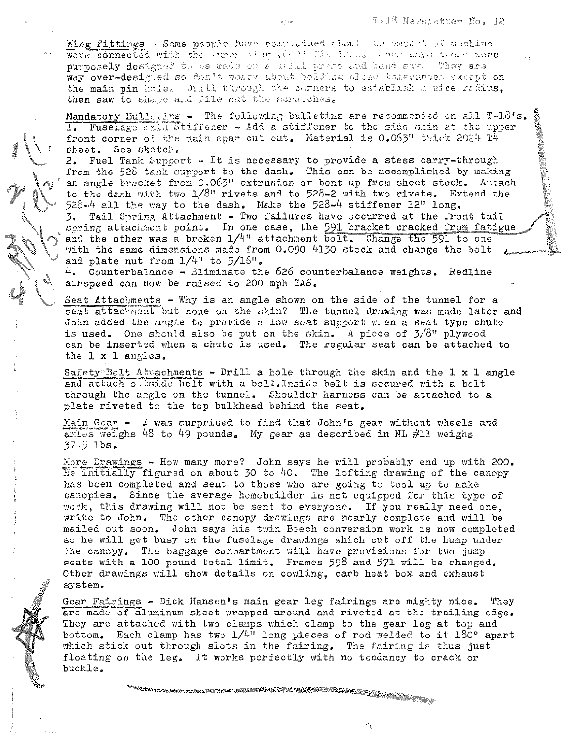Wing Fittings - Some people have complained about the amount of machine work connected with the inner wing (601) fittings. John says these were purposely designed to be made on a drill press and band saw. They are way over-designed so don't worry about holding close tolerances except on the main pin hole. Drill through the corners to establish a nice radius, then saw to shape and file out the scratches.

Mandatory Bulletins - The following bulletins are recommended on all T-18's.

1. Fuselage Skin Stiffener - Add a stiffener to the side skin at the upper front corner of the main spar cut out. Material is 0.063" thick 2024 T4 sheet. See sketch.
2. Fuel Tank Support - It is necessary to provide a stess carry-through from the 528 tank support to the dash. This can be accomplished by making an angle bracket from 0.063" extrusion or bent up from sheet stock. Attach to the dash with two 1/8" rivets and to 528-2 with two rivets. Extend the 528-4 all the way to the dash. Make the 528-4 stiffener 12" long.
3. Tail Spring Attachment - Two failures have occurred at the front tail spring attachment point. In one case, the 591 bracket cracked from fatigue and the other was a broken 1/4" attachment bolt. Change the 591 to one with the same dimensions made from 0.090 4130 stock and change the bolt and plate nut from 1/4" to 5/16".
4. Counterbalance - Eliminate the 626 counterbalance weights. Redline airspeed can now be raised to 200 mph IAS.

Seat Attachments - Why is an angle shown on the side of the tunnel for a seat attachment but none on the skin? The tunnel drawing was made later and John added the angle to provide a low seat support when a seat type chute is used. One should also be put on the skin. A piece of 3/8" plywood can be inserted when a chute is used. The regular seat can be attached to the 1 x 1 angles.

Safety Belt Attachments - Drill a hole through the skin and the 1 x 1 angle and attach outside belt with a bolt.Inside belt is secured with a bolt through the angle on the tunnel. Shoulder harness can be attached to a plate riveted to the top bulkhead behind the seat.

Main Gear - I was surprised to find that John's gear without wheels and axles weighs 48 to 49 pounds. My gear as described in NL #11 weighs 37.5 lbs.

More Drawings - How many more? John says he will probably end up with 200. He initially figured on about 30 to 40. The lofting drawing of the canopy has been completed and sent to those who are going to tool up to make canopies. Since the average homebuilder is not equipped for this type of work, this drawing will not be sent to everyone. If you really need one, write to John. The other canopy drawings are nearly complete and will be mailed out soon. John says his twin Beech conversion work is now completed so he will get busy on the fuselage drawings which cut off the hump under the canopy. The baggage compartment will have provisions for two jump seats with a 100 pound total limit. Frames 598 and 571 will be changed. Other drawings will show details on cowling, carb heat box and exhaust system.

Gear Fairings - Dick Hansen's main gear leg fairings are mighty nice. They are made of aluminum sheet wrapped around and riveted at the trailing edge. They are attached with two clamps which clamp to the gear leg at top and bottom. Each clamp has two 1/4" long pieces of rod welded to it 180° apart which stick out through slots in the fairing. The fairing is thus just floating on the leg. It works perfectly with no tendancy to crack or buckle.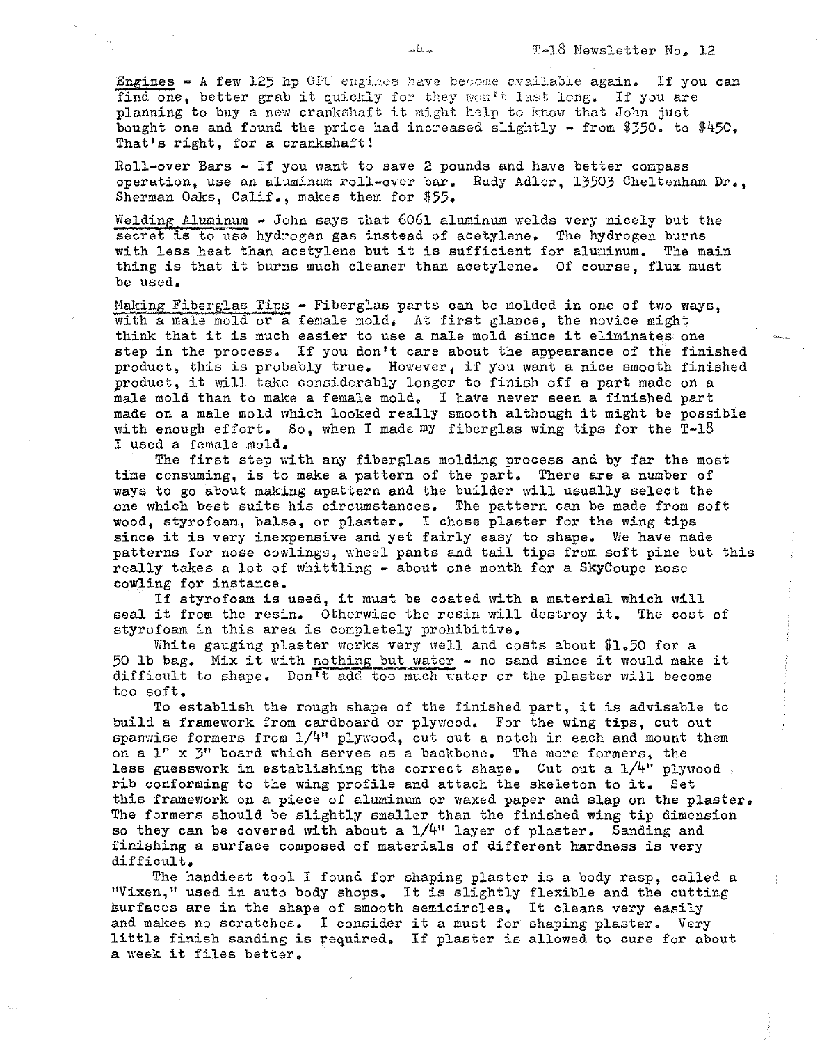Engines - A few 125 hp GPU engines have become available again. If you can find one, better grab it quickly for they won't last long. If you are planning to buy a new crankshaft it might help to know that John just bought one and found the price had increased slightly - from $350. to $450. That's right, for a crankshaft!

Roll-over Bars - If you want to save 2 pounds and have better compass operation, use an aluminum roll-over bar. Rudy Adler, 13503 Cheltenham Dr., Sherman Oaks, Calif., makes them for $55.

Welding Aluminum - John says that 6061 aluminum welds very nicely but the secret is to use hydrogen gas instead of acetylene. The hydrogen burns with less heat than acetylene but it is sufficient for aluminum. The main thing is that it burns much cleaner than acetylene. Of course, flux must be used.

Making Fiberglas Tips - Fiberglas parts can be molded in one of two ways, with a male mold or a female mold. At first glance, the novice might think that it is much easier to use a male mold since it eliminates one step in the process. If you don't care about the appearance of the finished product, this is probably true. However, if you want a nice smooth finished product, it will take considerably longer to finish off a part made on a male mold than to make a female mold. I have never seen a finished part made on a male mold which looked really smooth although it might be possible with enough effort. So, when I made my fiberglas wing tips for the T-18 I used a female mold.

The first step with any fiberglas molding process and by far the most time consuming, is to make a pattern of the part. There are a number of ways to go about making apattern and the builder will usually select the one which best suits his circumstances. The pattern can be made from soft wood, styrofoam, balsa, or plaster. I chose plaster for the wing tips since it is very inexpensive and yet fairly easy to shape. We have made patterns for nose cowlings, wheel pants and tail tips from soft pine but this really takes a lot of whittling - about one month for a SkyCoupe nose cowling for instance.

If styrofoam is used, it must be coated with a material which will seal it from the resin. Otherwise the resin will destroy it. The cost of styrofoam in this area is completely prohibitive.

White gauging plaster works very well and costs about $1.50 for a 50 lb bag. Mix it with nothing but water - no sand since it would make it difficult to shape. Don't add too much water or the plaster will become too soft.

To establish the rough shape of the finished part, it is advisable to build a framework from cardboard or plywood. For the wing tips, cut out spanwise formers from 1/4" plywood, cut out a notch in each and mount them on a 1" x 3" board which serves as a backbone. The more formers, the less guesswork in establishing the correct shape. Cut out a 1/4" plywood rib conforming to the wing profile and attach the skeleton to it. Set this framework on a piece of aluminum or waxed paper and slap on the plaster. The formers should be slightly smaller than the finished wing tip dimension so they can be covered with about a 1/4" layer of plaster. Sanding and finishing a surface composed of materials of different hardness is very difficult.

The handiest tool I found for shaping plaster is a body rasp, called a "Vixen," used in auto body shops. It is slightly flexible and the cutting surfaces are in the shape of smooth semicircles. It cleans very easily and makes no scratches. I consider it a must for shaping plaster. Very little finish sanding is required. If plaster is allowed to cure for about a week it files better.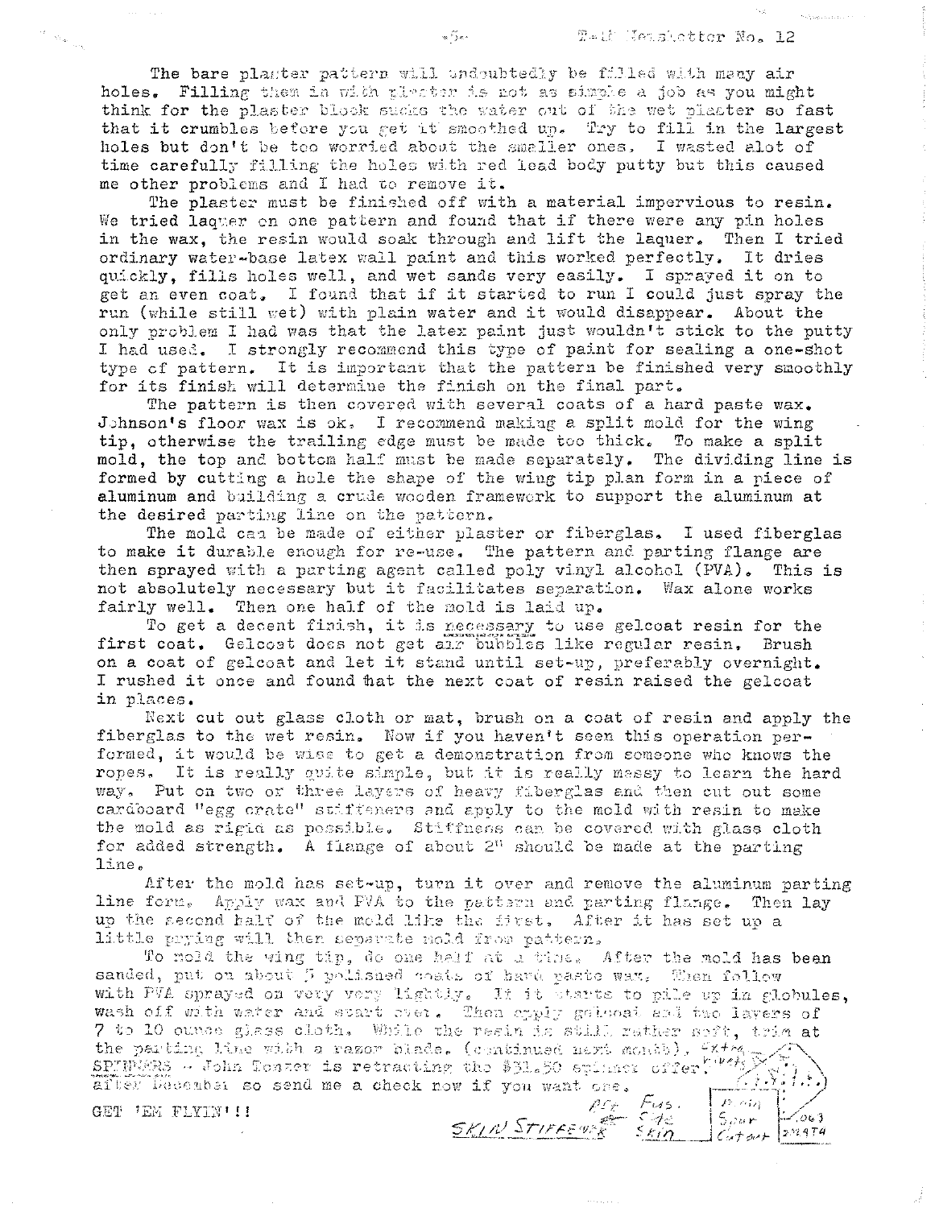The bare plaster pattern will undoubtedly be filled with many air holes. Filling them in with plaster is not as simple a job as you might think for the plaster block sucks the water out of the wet plaster so fast that it crumbles before you get it smoothed up. Try to fill in the largest holes but don't be too worried about the smaller ones. I wasted alot of time carefully filling the holes with red lead body putty but this caused me other problems and I had to remove it.

The plaster must be finished off with a material impervious to resin. We tried laquer on one pattern and found that if there were any pin holes in the wax, the resin would soak through and lift the laquer. Then I tried ordinary water-base latex wall paint and this worked perfectly. It dries quickly, fills holes well, and wet sands very easily. I sprayed it on to get an even coat. I found that if it started to run I could just spray the run (while still wet) with plain water and it would disappear. About the only problem I had was that the latex paint just wouldn't stick to the putty I had used. I strongly recommend this type of paint for sealing a one-shot type of pattern. It is important that the pattern be finished very smoothly for its finish will determine the finish on the final part.

The pattern is then covered with several coats of a hard paste wax. Johnson's floor wax is ok. I recommend making a split mold for the wing tip, otherwise the trailing edge must be made too thick. To make a split mold, the top and bottom half must be made separately. The dividing line is formed by cutting a hole the shape of the wing tip plan form in a piece of aluminum and building a crude wooden framework to support the aluminum at the desired parting line on the pattern.

The mold can be made of either plaster or fiberglas. I used fiberglas to make it durable enough for re-use. The pattern and parting flange are then sprayed with a parting agent called poly vinyl alcohol (PVA). This is not absolutely necessary but it facilitates separation. Wax alone works fairly well. Then one half of the mold is laid up.

To get a decent finish, it is necessary to use gelcoat resin for the first coat. Gelcoat does not get air bubbles like regular resin. Brush on a coat of gelcoat and let it stand until set-up, preferably overnight. I rushed it once and found that the next coat of resin raised the gelcoat in places.

Next cut out glass cloth or mat, brush on a coat of resin and apply the fiberglas to the wet resin. Now if you haven't seen this operation performed, it would be wise to get a demonstration from someone who knows the ropes. It is really quite simple, but it is really messy to learn the hard way. Put on two or three layers of heavy fiberglas and then cut out some cardboard "egg crate" stiffeners and apply to the mold with resin to make the mold as rigid as possible. Stiffness can be covered with glass cloth for added strength. A flange of about 2" should be made at the parting line.

After the mold has set-up, turn it over and remove the aluminum parting line form. Apply wax and PVA to the pattern and parting flange. Then lay up the second half of the mold like the first. After it has set up a little prying will then separate mold from pattern.

To mold the wing tip, do one half at a time. After the mold has been sanded, put on about 5 polished coats of hard paste wax. Then follow with PVA sprayed on very very lightly. If it starts to pile up in globules, wash off with water and start over. Then apply gelcoat and two layers of 7 to 10 ounce glass cloth. While the resin is still rather soft, trim at the parting line with a razor blade. (continued next month). Extra SPINNERS - John Tanner is retracting the $31.50 spinner offer after December so send me a check now if you want one.

GET 'EM FLYIN'!!

SKIN STIFFENER — Aft Fus. Side Skin — Main Spar Cutout — .063 2024T4